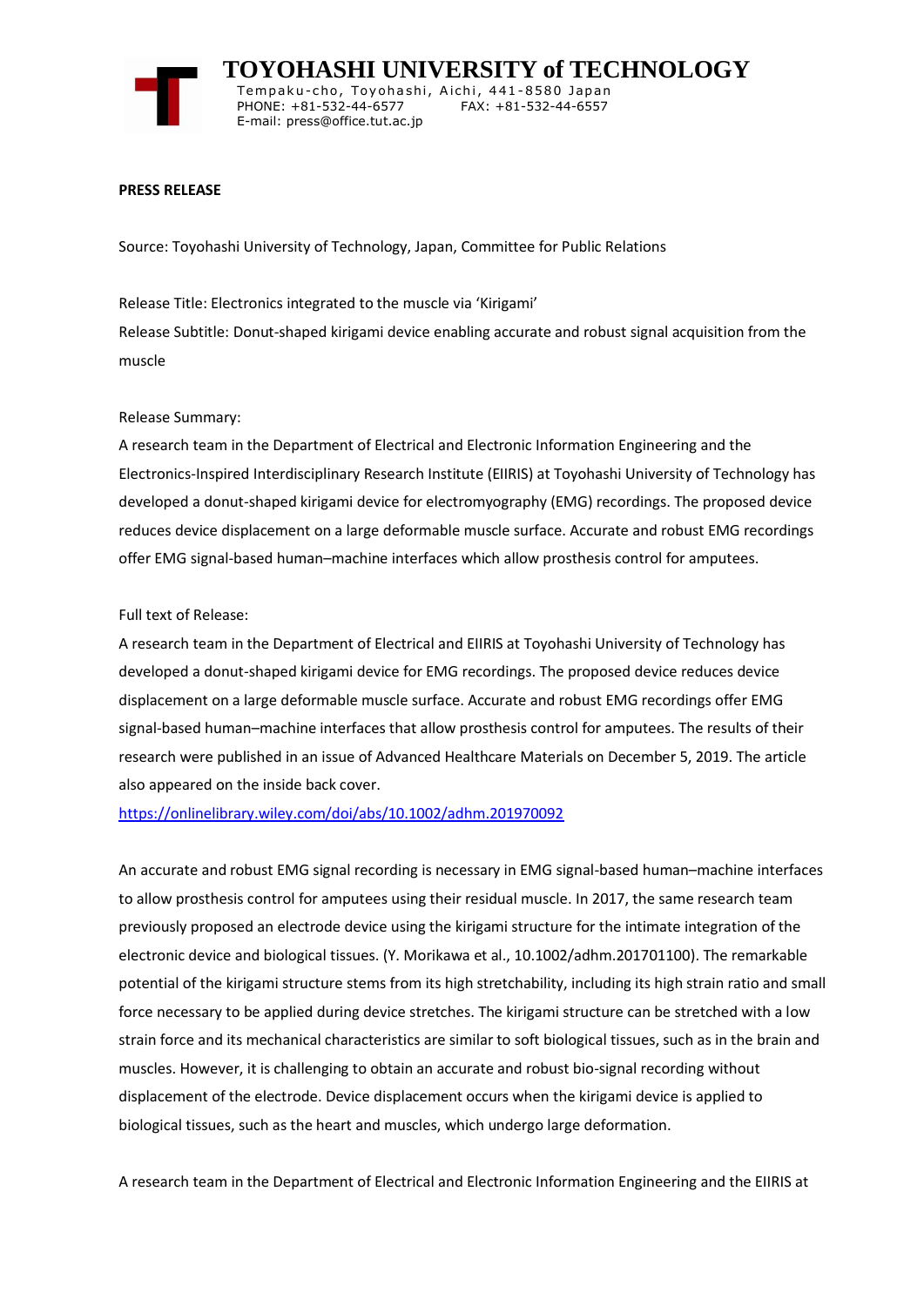# TOYOHASHI UNIVERSITY of TECHNOLOGY

Tempaku-cho, Toyohashi, Aichi, 441-8580 Japan
PHONE: +81-532-44-6577 FAX: +81-532-44-6557
E-mail: press@office.tut.ac.jp

**PRESS RELEASE**

Source: Toyohashi University of Technology, Japan, Committee for Public Relations

Release Title: Electronics integrated to the muscle via 'Kirigami'

Release Subtitle: Donut-shaped kirigami device enabling accurate and robust signal acquisition from the muscle

Release Summary:

A research team in the Department of Electrical and Electronic Information Engineering and the Electronics-Inspired Interdisciplinary Research Institute (EIIRIS) at Toyohashi University of Technology has developed a donut-shaped kirigami device for electromyography (EMG) recordings. The proposed device reduces device displacement on a large deformable muscle surface. Accurate and robust EMG recordings offer EMG signal-based human–machine interfaces which allow prosthesis control for amputees.

Full text of Release:

A research team in the Department of Electrical and EIIRIS at Toyohashi University of Technology has developed a donut-shaped kirigami device for EMG recordings. The proposed device reduces device displacement on a large deformable muscle surface. Accurate and robust EMG recordings offer EMG signal-based human–machine interfaces that allow prosthesis control for amputees. The results of their research were published in an issue of Advanced Healthcare Materials on December 5, 2019. The article also appeared on the inside back cover.

https://onlinelibrary.wiley.com/doi/abs/10.1002/adhm.201970092

An accurate and robust EMG signal recording is necessary in EMG signal-based human–machine interfaces to allow prosthesis control for amputees using their residual muscle. In 2017, the same research team previously proposed an electrode device using the kirigami structure for the intimate integration of the electronic device and biological tissues. (Y. Morikawa et al., 10.1002/adhm.201701100). The remarkable potential of the kirigami structure stems from its high stretchability, including its high strain ratio and small force necessary to be applied during device stretches. The kirigami structure can be stretched with a low strain force and its mechanical characteristics are similar to soft biological tissues, such as in the brain and muscles. However, it is challenging to obtain an accurate and robust bio-signal recording without displacement of the electrode. Device displacement occurs when the kirigami device is applied to biological tissues, such as the heart and muscles, which undergo large deformation.

A research team in the Department of Electrical and Electronic Information Engineering and the EIIRIS at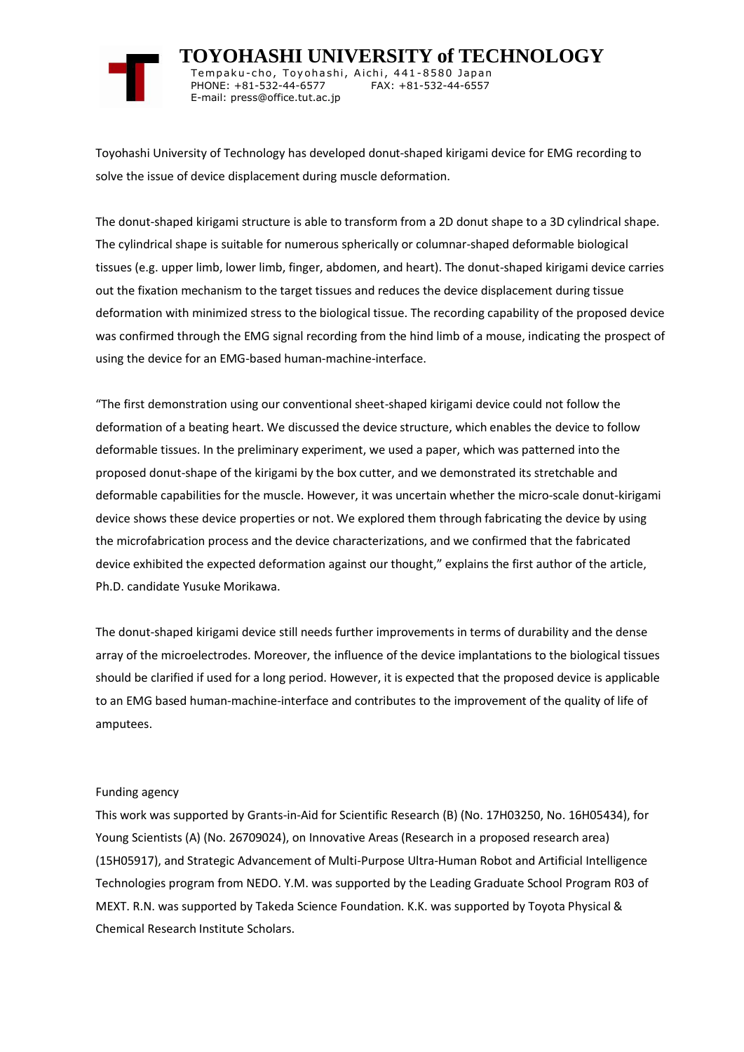Toyohashi University of Technology has developed donut-shaped kirigami device for EMG recording to solve the issue of device displacement during muscle deformation.

The donut-shaped kirigami structure is able to transform from a 2D donut shape to a 3D cylindrical shape. The cylindrical shape is suitable for numerous spherically or columnar-shaped deformable biological tissues (e.g. upper limb, lower limb, finger, abdomen, and heart). The donut-shaped kirigami device carries out the fixation mechanism to the target tissues and reduces the device displacement during tissue deformation with minimized stress to the biological tissue. The recording capability of the proposed device was confirmed through the EMG signal recording from the hind limb of a mouse, indicating the prospect of using the device for an EMG-based human-machine-interface.

"The first demonstration using our conventional sheet-shaped kirigami device could not follow the deformation of a beating heart. We discussed the device structure, which enables the device to follow deformable tissues. In the preliminary experiment, we used a paper, which was patterned into the proposed donut-shape of the kirigami by the box cutter, and we demonstrated its stretchable and deformable capabilities for the muscle. However, it was uncertain whether the micro-scale donut-kirigami device shows these device properties or not. We explored them through fabricating the device by using the microfabrication process and the device characterizations, and we confirmed that the fabricated device exhibited the expected deformation against our thought," explains the first author of the article, Ph.D. candidate Yusuke Morikawa.

The donut-shaped kirigami device still needs further improvements in terms of durability and the dense array of the microelectrodes. Moreover, the influence of the device implantations to the biological tissues should be clarified if used for a long period. However, it is expected that the proposed device is applicable to an EMG based human-machine-interface and contributes to the improvement of the quality of life of amputees.

Funding agency

This work was supported by Grants-in-Aid for Scientific Research (B) (No. 17H03250, No. 16H05434), for Young Scientists (A) (No. 26709024), on Innovative Areas (Research in a proposed research area) (15H05917), and Strategic Advancement of Multi-Purpose Ultra-Human Robot and Artificial Intelligence Technologies program from NEDO. Y.M. was supported by the Leading Graduate School Program R03 of MEXT. R.N. was supported by Takeda Science Foundation. K.K. was supported by Toyota Physical & Chemical Research Institute Scholars.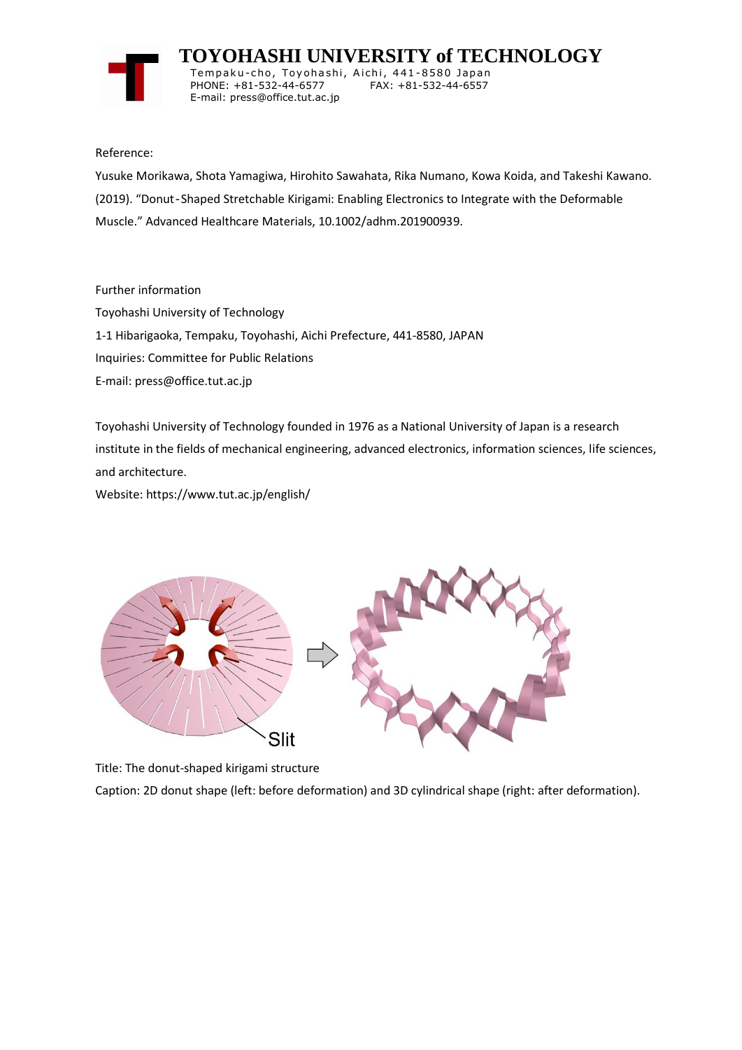Reference:

Yusuke Morikawa, Shota Yamagiwa, Hirohito Sawahata, Rika Numano, Kowa Koida, and Takeshi Kawano. (2019). "Donut-Shaped Stretchable Kirigami: Enabling Electronics to Integrate with the Deformable Muscle." Advanced Healthcare Materials, 10.1002/adhm.201900939.

Further information

Toyohashi University of Technology

1-1 Hibarigaoka, Tempaku, Toyohashi, Aichi Prefecture, 441-8580, JAPAN

Inquiries: Committee for Public Relations

E-mail: press@office.tut.ac.jp

Toyohashi University of Technology founded in 1976 as a National University of Japan is a research institute in the fields of mechanical engineering, advanced electronics, information sciences, life sciences, and architecture.

Website: https://www.tut.ac.jp/english/

Title: The donut-shaped kirigami structure

Caption: 2D donut shape (left: before deformation) and 3D cylindrical shape (right: after deformation).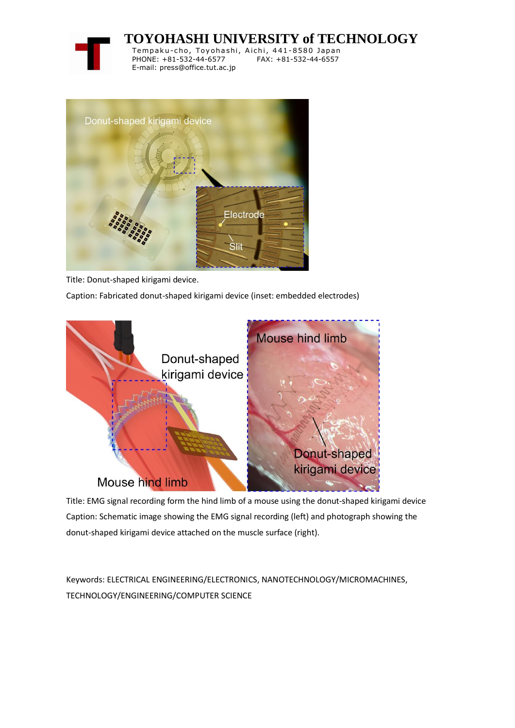# TOYOHASHI UNIVERSITY of TECHNOLOGY

Tempaku-cho, Toyohashi, Aichi, 441-8580 Japan
PHONE: +81-532-44-6577　　FAX: +81-532-44-6557
E-mail: press@office.tut.ac.jp

Donut-shaped kirigami device

Electrode

Slit

Title: Donut-shaped kirigami device.

Caption: Fabricated donut-shaped kirigami device (inset: embedded electrodes)

Donut-shaped kirigami device

Mouse hind limb

Mouse hind limb

Donut-shaped kirigami device

Title: EMG signal recording form the hind limb of a mouse using the donut-shaped kirigami device

Caption: Schematic image showing the EMG signal recording (left) and photograph showing the donut-shaped kirigami device attached on the muscle surface (right).

Keywords: ELECTRICAL ENGINEERING/ELECTRONICS, NANOTECHNOLOGY/MICROMACHINES, TECHNOLOGY/ENGINEERING/COMPUTER SCIENCE